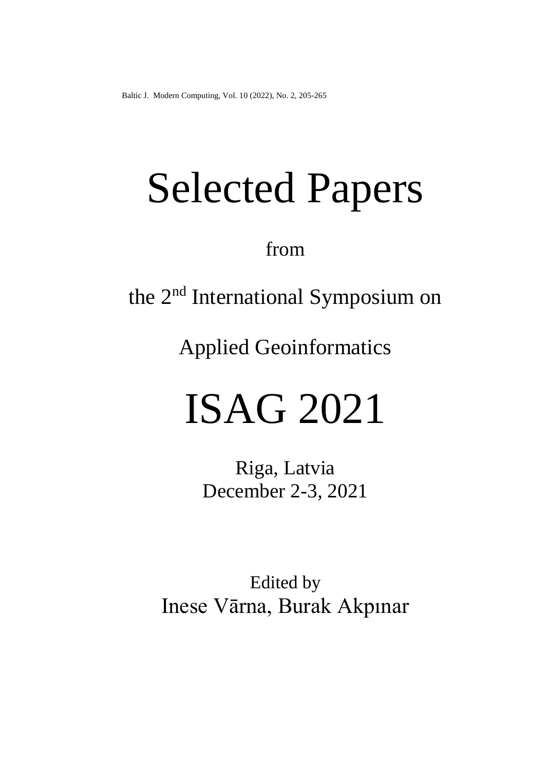# Selected Papers

from

the 2nd International Symposium on

Applied Geoinformatics

# ISAG 2021

Riga, Latvia
December 2-3, 2021

Edited by
Inese Vārna, Burak Akpınar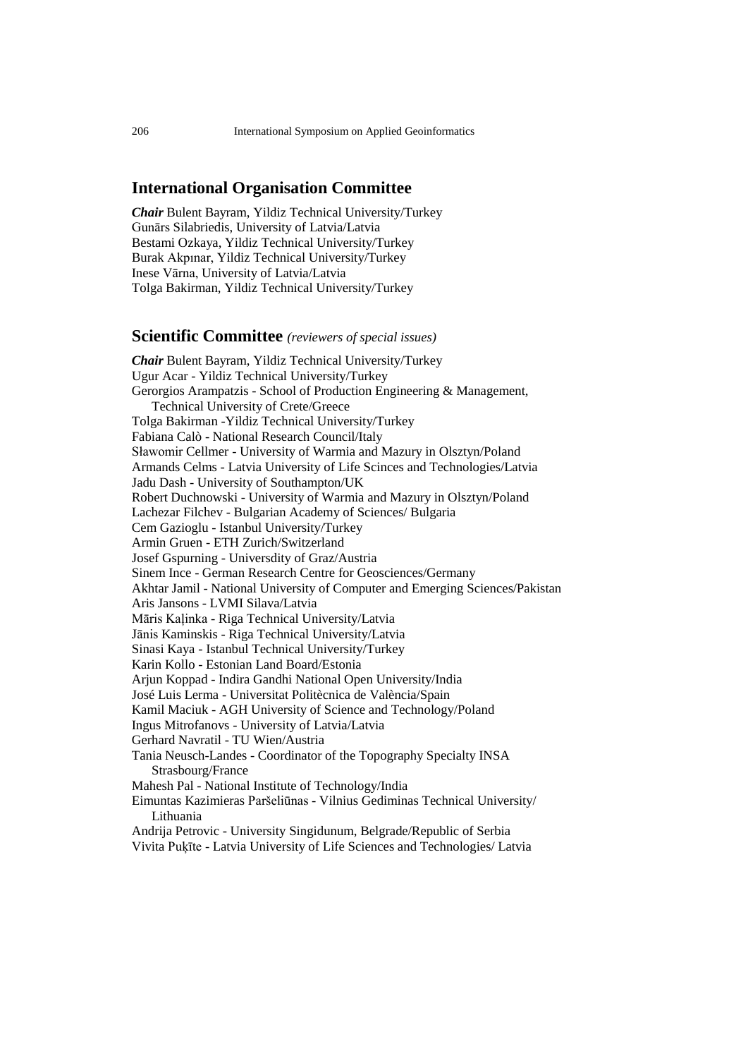## International Organisation Committee

***Chair*** Bulent Bayram, Yildiz Technical University/Turkey
Gunārs Silabriedis, University of Latvia/Latvia
Bestami Ozkaya, Yildiz Technical University/Turkey
Burak Akpınar, Yildiz Technical University/Turkey
Inese Vārna, University of Latvia/Latvia
Tolga Bakirman, Yildiz Technical University/Turkey

## Scientific Committee *(reviewers of special issues)*

***Chair*** Bulent Bayram, Yildiz Technical University/Turkey
Ugur Acar - Yildiz Technical University/Turkey
Gerorgios Arampatzis - School of Production Engineering & Management, Technical University of Crete/Greece
Tolga Bakirman -Yildiz Technical University/Turkey
Fabiana Calò - National Research Council/Italy
Sławomir Cellmer - University of Warmia and Mazury in Olsztyn/Poland
Armands Celms - Latvia University of Life Scinces and Technologies/Latvia
Jadu Dash - University of Southampton/UK
Robert Duchnowski - University of Warmia and Mazury in Olsztyn/Poland
Lachezar Filchev - Bulgarian Academy of Sciences/ Bulgaria
Cem Gazioglu - Istanbul University/Turkey
Armin Gruen - ETH Zurich/Switzerland
Josef Gspurning - Universdity of Graz/Austria
Sinem Ince - German Research Centre for Geosciences/Germany
Akhtar Jamil - National University of Computer and Emerging Sciences/Pakistan
Aris Jansons - LVMI Silava/Latvia
Māris Kaļinka - Riga Technical University/Latvia
Jānis Kaminskis - Riga Technical University/Latvia
Sinasi Kaya - Istanbul Technical University/Turkey
Karin Kollo - Estonian Land Board/Estonia
Arjun Koppad - Indira Gandhi National Open University/India
José Luis Lerma - Universitat Politècnica de València/Spain
Kamil Maciuk - AGH University of Science and Technology/Poland
Ingus Mitrofanovs - University of Latvia/Latvia
Gerhard Navratil - TU Wien/Austria
Tania Neusch-Landes - Coordinator of the Topography Specialty INSA Strasbourg/France
Mahesh Pal - National Institute of Technology/India
Eimuntas Kazimieras Paršeliūnas - Vilnius Gediminas Technical University/ Lithuania
Andrija Petrovic - University Singidunum, Belgrade/Republic of Serbia
Vivita Puķīte - Latvia University of Life Sciences and Technologies/ Latvia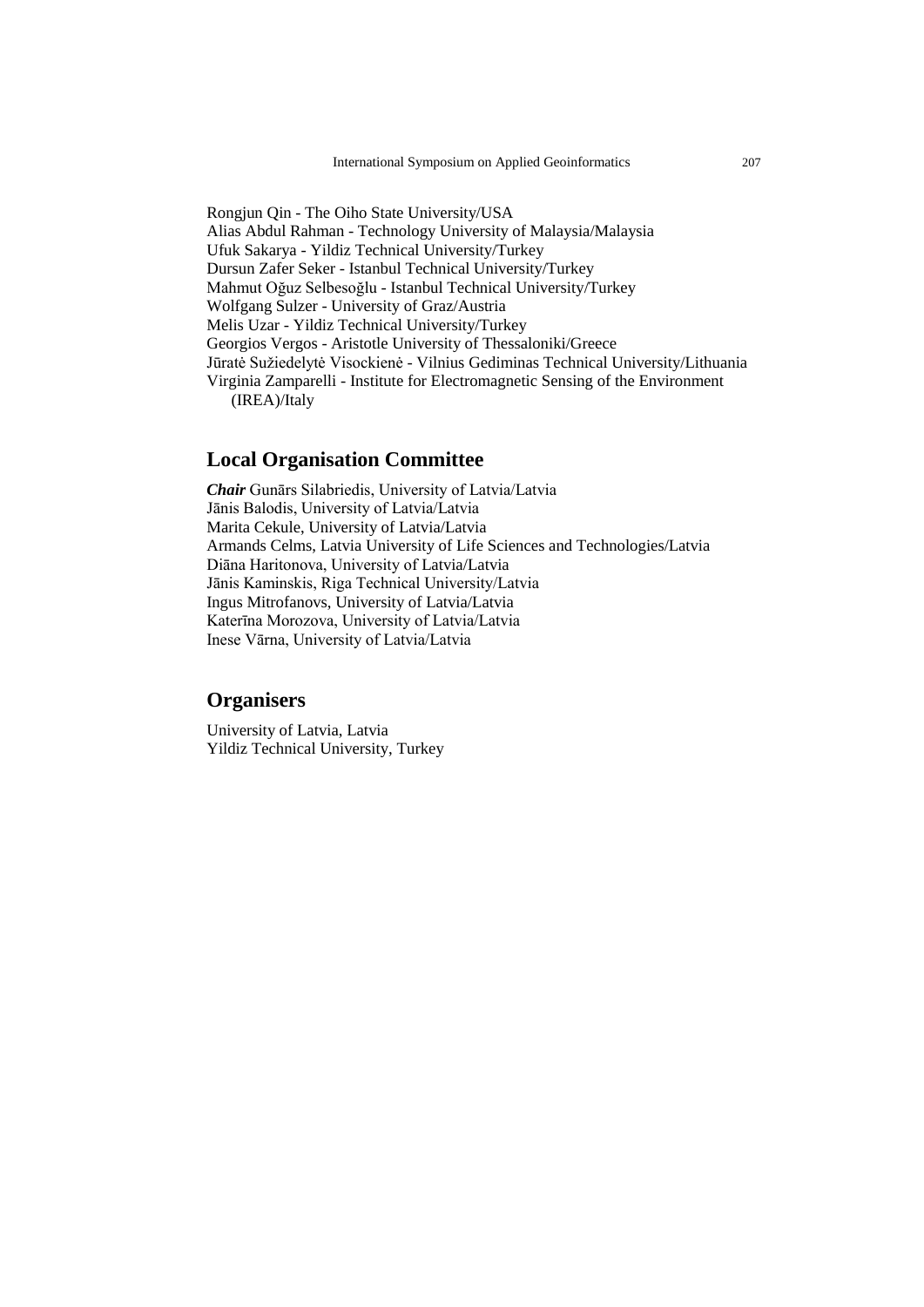Rongjun Qin - The Oiho State University/USA
Alias Abdul Rahman - Technology University of Malaysia/Malaysia
Ufuk Sakarya - Yildiz Technical University/Turkey
Dursun Zafer Seker - Istanbul Technical University/Turkey
Mahmut Oğuz Selbesoğlu - Istanbul Technical University/Turkey
Wolfgang Sulzer - University of Graz/Austria
Melis Uzar - Yildiz Technical University/Turkey
Georgios Vergos - Aristotle University of Thessaloniki/Greece
Jūratė Sužiedelytė Visockienė - Vilnius Gediminas Technical University/Lithuania
Virginia Zamparelli - Institute for Electromagnetic Sensing of the Environment (IREA)/Italy

## Local Organisation Committee

***Chair*** Gunārs Silabriedis, University of Latvia/Latvia
Jānis Balodis, University of Latvia/Latvia
Marita Cekule, University of Latvia/Latvia
Armands Celms, Latvia University of Life Sciences and Technologies/Latvia
Diāna Haritonova, University of Latvia/Latvia
Jānis Kaminskis, Riga Technical University/Latvia
Ingus Mitrofanovs, University of Latvia/Latvia
Katerīna Morozova, University of Latvia/Latvia
Inese Vārna, University of Latvia/Latvia

## Organisers

University of Latvia, Latvia
Yildiz Technical University, Turkey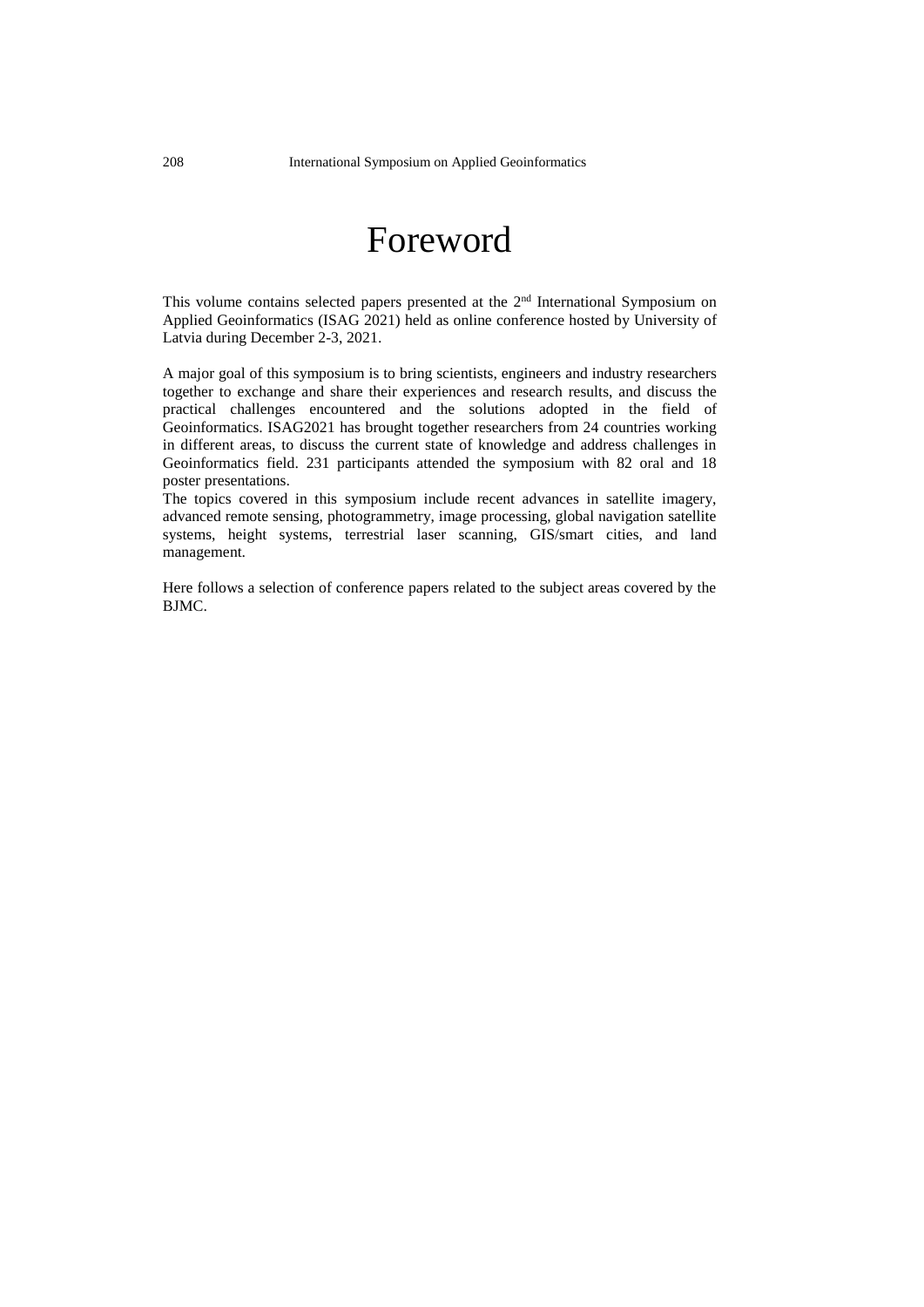# Foreword

This volume contains selected papers presented at the 2nd International Symposium on Applied Geoinformatics (ISAG 2021) held as online conference hosted by University of Latvia during December 2-3, 2021.

A major goal of this symposium is to bring scientists, engineers and industry researchers together to exchange and share their experiences and research results, and discuss the practical challenges encountered and the solutions adopted in the field of Geoinformatics. ISAG2021 has brought together researchers from 24 countries working in different areas, to discuss the current state of knowledge and address challenges in Geoinformatics field. 231 participants attended the symposium with 82 oral and 18 poster presentations.
The topics covered in this symposium include recent advances in satellite imagery, advanced remote sensing, photogrammetry, image processing, global navigation satellite systems, height systems, terrestrial laser scanning, GIS/smart cities, and land management.

Here follows a selection of conference papers related to the subject areas covered by the BJMC.